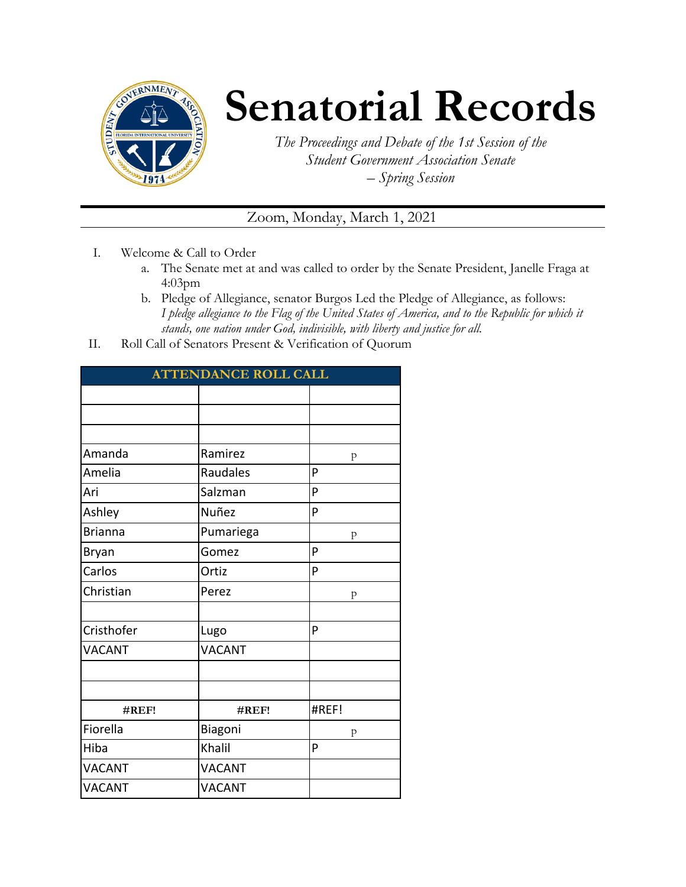# Senatorial Records

*The Proceedings and Debate of the 1st Session of the Student Government Association Senate – Spring Session*

Zoom, Monday, March 1, 2021

I. Welcome & Call to Order
   a. The Senate met at and was called to order by the Senate President, Janelle Fraga at 4:03pm
   b. Pledge of Allegiance, senator Burgos Led the Pledge of Allegiance, as follows: *I pledge allegiance to the Flag of the United States of America, and to the Republic for which it stands, one nation under God, indivisible, with liberty and justice for all.*

II. Roll Call of Senators Present & Verification of Quorum

| ATTENDANCE ROLL CALL | | |
|---|---|---|
| | | |
| | | |
| | | |
| Amanda | Ramirez | p |
| Amelia | Raudales | P |
| Ari | Salzman | P |
| Ashley | Nuñez | P |
| Brianna | Pumariega | p |
| Bryan | Gomez | P |
| Carlos | Ortiz | P |
| Christian | Perez | p |
| | | |
| Cristhofer | Lugo | P |
| VACANT | VACANT | |
| | | |
| | | |
| #REF! | #REF! | #REF! |
| Fiorella | Biagoni | p |
| Hiba | Khalil | P |
| VACANT | VACANT | |
| VACANT | VACANT | |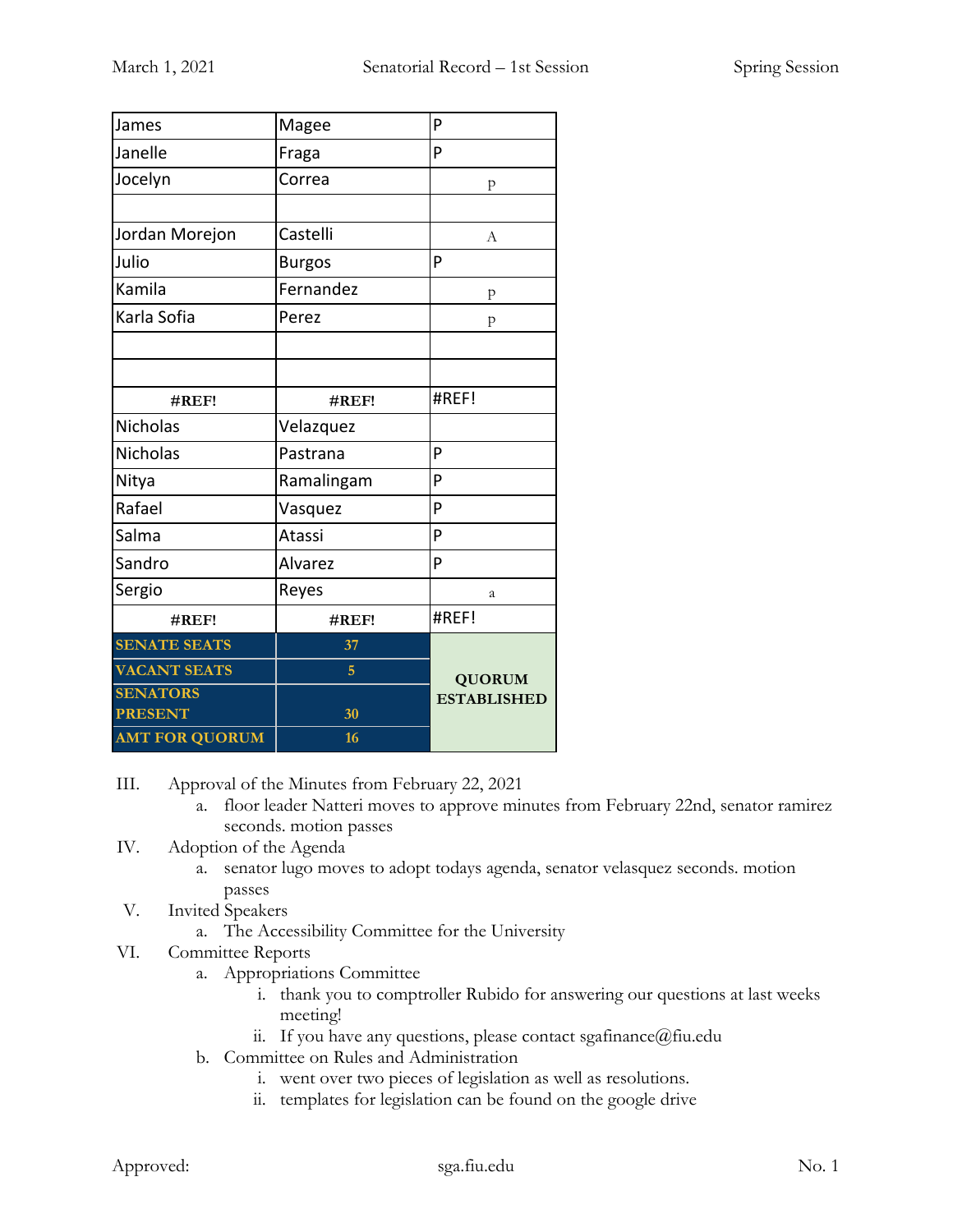| James | Magee | P |
|---|---|---|
| Janelle | Fraga | P |
| Jocelyn | Correa | p |
| | | |
| Jordan Morejon | Castelli | A |
| Julio | Burgos | P |
| Kamila | Fernandez | p |
| Karla Sofia | Perez | p |
| | | |
| | | |
| #REF! | #REF! | #REF! |
| Nicholas | Velazquez | |
| Nicholas | Pastrana | P |
| Nitya | Ramalingam | P |
| Rafael | Vasquez | P |
| Salma | Atassi | P |
| Sandro | Alvarez | P |
| Sergio | Reyes | a |
| #REF! | #REF! | #REF! |
| **SENATE SEATS** | **37** | **QUORUM ESTABLISHED** |
| **VACANT SEATS** | **5** | |
| **SENATORS PRESENT** | **30** | |
| **AMT FOR QUORUM** | **16** | |

III. Approval of the Minutes from February 22, 2021
   a. floor leader Natteri moves to approve minutes from February 22nd, senator ramirez seconds. motion passes

IV. Adoption of the Agenda
   a. senator lugo moves to adopt todays agenda, senator velasquez seconds. motion passes

V. Invited Speakers
   a. The Accessibility Committee for the University

VI. Committee Reports
   a. Appropriations Committee
      i. thank you to comptroller Rubido for answering our questions at last weeks meeting!
      ii. If you have any questions, please contact sgafinance@fiu.edu
   b. Committee on Rules and Administration
      i. went over two pieces of legislation as well as resolutions.
      ii. templates for legislation can be found on the google drive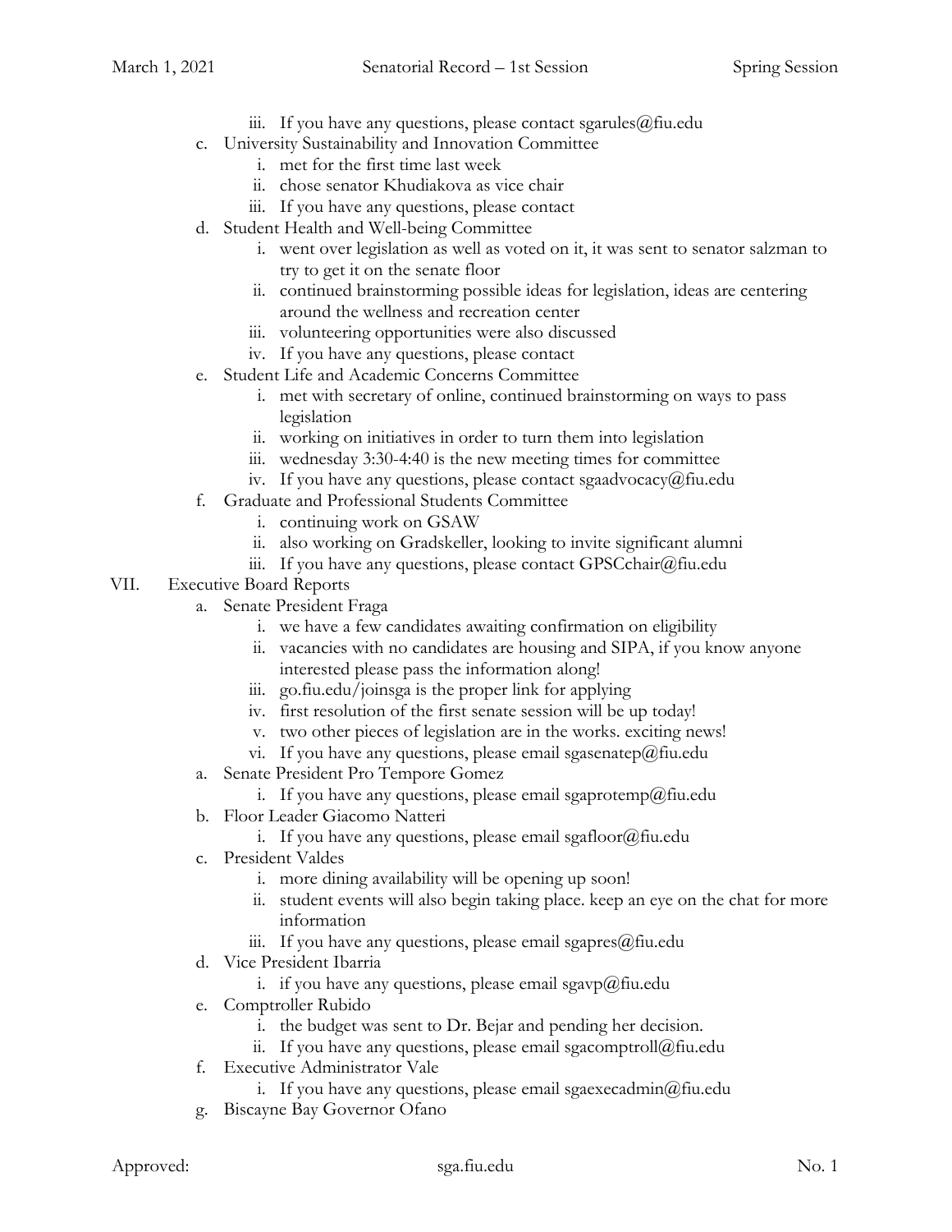iii. If you have any questions, please contact sgarules@fiu.edu

c. University Sustainability and Innovation Committee
   i. met for the first time last week
   ii. chose senator Khudiakova as vice chair
   iii. If you have any questions, please contact

d. Student Health and Well-being Committee
   i. went over legislation as well as voted on it, it was sent to senator salzman to try to get it on the senate floor
   ii. continued brainstorming possible ideas for legislation, ideas are centering around the wellness and recreation center
   iii. volunteering opportunities were also discussed
   iv. If you have any questions, please contact

e. Student Life and Academic Concerns Committee
   i. met with secretary of online, continued brainstorming on ways to pass legislation
   ii. working on initiatives in order to turn them into legislation
   iii. wednesday 3:30-4:40 is the new meeting times for committee
   iv. If you have any questions, please contact sgaadvocacy@fiu.edu

f. Graduate and Professional Students Committee
   i. continuing work on GSAW
   ii. also working on Gradskeller, looking to invite significant alumni
   iii. If you have any questions, please contact GPSCchair@fiu.edu

VII. Executive Board Reports

a. Senate President Fraga
   i. we have a few candidates awaiting confirmation on eligibility
   ii. vacancies with no candidates are housing and SIPA, if you know anyone interested please pass the information along!
   iii. go.fiu.edu/joinsga is the proper link for applying
   iv. first resolution of the first senate session will be up today!
   v. two other pieces of legislation are in the works. exciting news!
   vi. If you have any questions, please email sgasenatep@fiu.edu

a. Senate President Pro Tempore Gomez
   i. If you have any questions, please email sgaprotemp@fiu.edu

b. Floor Leader Giacomo Natteri
   i. If you have any questions, please email sgafloor@fiu.edu

c. President Valdes
   i. more dining availability will be opening up soon!
   ii. student events will also begin taking place. keep an eye on the chat for more information
   iii. If you have any questions, please email sgapres@fiu.edu

d. Vice President Ibarria
   i. if you have any questions, please email sgavp@fiu.edu

e. Comptroller Rubido
   i. the budget was sent to Dr. Bejar and pending her decision.
   ii. If you have any questions, please email sgacomptroll@fiu.edu

f. Executive Administrator Vale
   i. If you have any questions, please email sgaexecadmin@fiu.edu

g. Biscayne Bay Governor Ofano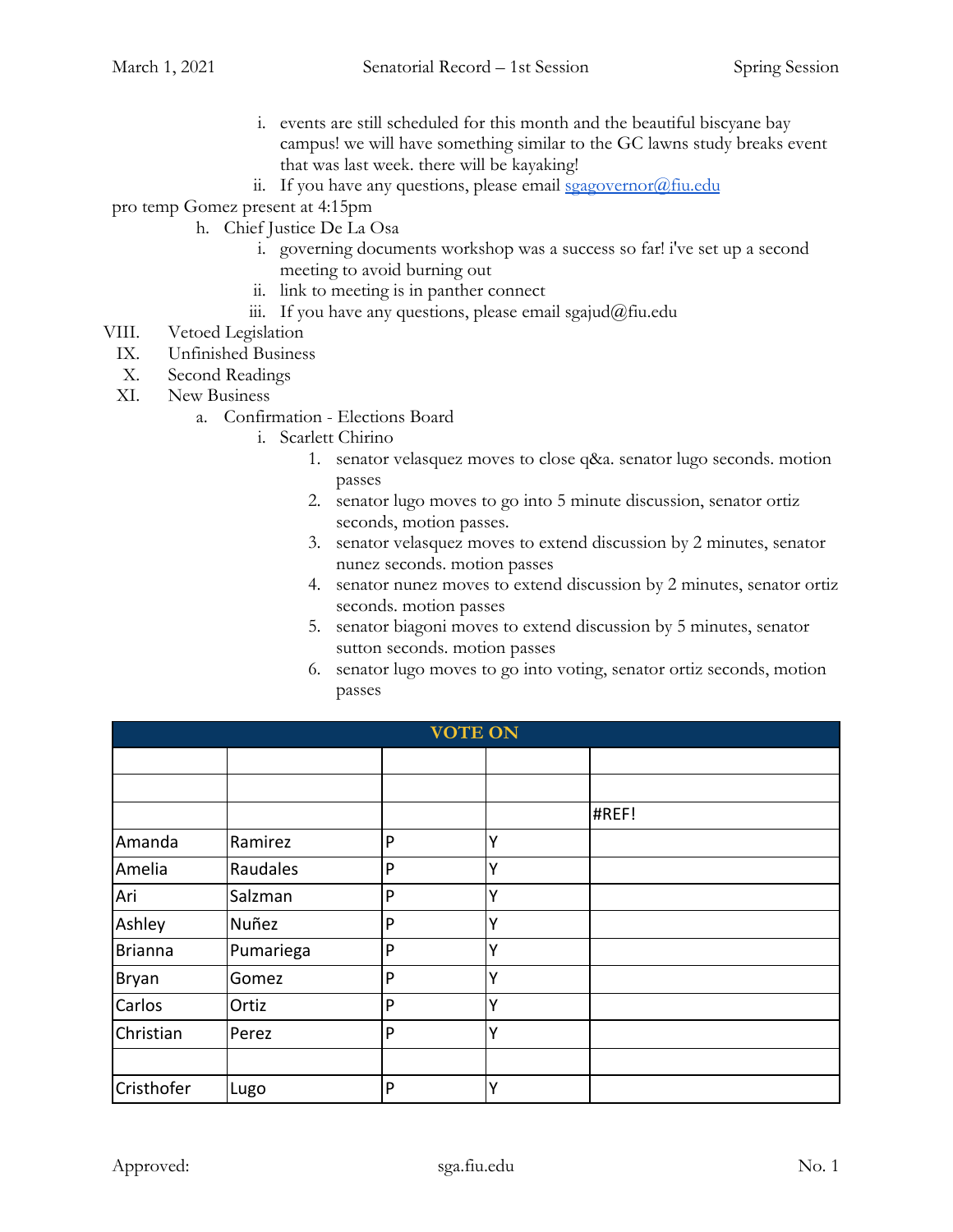i. events are still scheduled for this month and the beautiful biscyane bay campus! we will have something similar to the GC lawns study breaks event that was last week. there will be kayaking!
ii. If you have any questions, please email sgagovernor@fiu.edu

pro temp Gomez present at 4:15pm

h. Chief Justice De La Osa
   i. governing documents workshop was a success so far! i've set up a second meeting to avoid burning out
   ii. link to meeting is in panther connect
   iii. If you have any questions, please email sgajud@fiu.edu

VIII. Vetoed Legislation

IX. Unfinished Business

X. Second Readings

XI. New Business

a. Confirmation - Elections Board
   i. Scarlett Chirino
      1. senator velasquez moves to close q&a. senator lugo seconds. motion passes
      2. senator lugo moves to go into 5 minute discussion, senator ortiz seconds, motion passes.
      3. senator velasquez moves to extend discussion by 2 minutes, senator nunez seconds. motion passes
      4. senator nunez moves to extend discussion by 2 minutes, senator ortiz seconds. motion passes
      5. senator biagoni moves to extend discussion by 5 minutes, senator sutton seconds. motion passes
      6. senator lugo moves to go into voting, senator ortiz seconds, motion passes

| VOTE ON | | | | |
|---|---|---|---|---|
| | | | | |
| | | | | |
| | | | | #REF! |
| Amanda | Ramirez | P | Y | |
| Amelia | Raudales | P | Y | |
| Ari | Salzman | P | Y | |
| Ashley | Nuñez | P | Y | |
| Brianna | Pumariega | P | Y | |
| Bryan | Gomez | P | Y | |
| Carlos | Ortiz | P | Y | |
| Christian | Perez | P | Y | |
| | | | | |
| Cristhofer | Lugo | P | Y | |

Approved: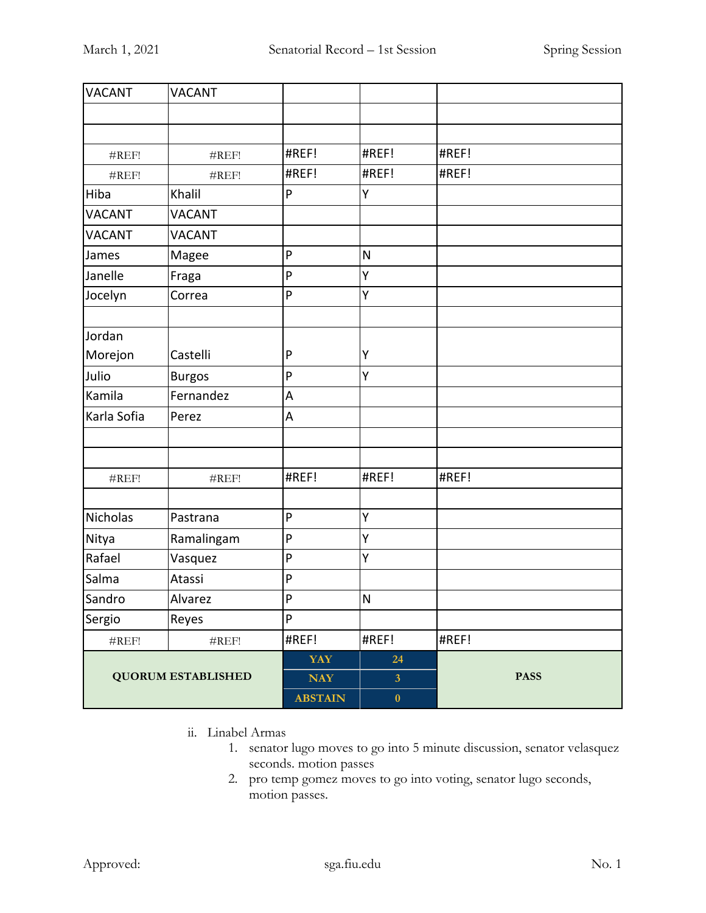| VACANT | VACANT | | | |
|---|---|---|---|---|
| | | | | |
| | | | | |
| #REF! | #REF! | #REF! | #REF! | #REF! |
| #REF! | #REF! | #REF! | #REF! | #REF! |
| Hiba | Khalil | P | Y | |
| VACANT | VACANT | | | |
| VACANT | VACANT | | | |
| James | Magee | P | N | |
| Janelle | Fraga | P | Y | |
| Jocelyn | Correa | P | Y | |
| | | | | |
| Jordan Morejon | Castelli | P | Y | |
| Julio | Burgos | P | Y | |
| Kamila | Fernandez | A | | |
| Karla Sofia | Perez | A | | |
| | | | | |
| | | | | |
| #REF! | #REF! | #REF! | #REF! | #REF! |
| | | | | |
| Nicholas | Pastrana | P | Y | |
| Nitya | Ramalingam | P | Y | |
| Rafael | Vasquez | P | Y | |
| Salma | Atassi | P | | |
| Sandro | Alvarez | P | N | |
| Sergio | Reyes | P | | |
| #REF! | #REF! | #REF! | #REF! | #REF! |
| **QUORUM ESTABLISHED** | | **YAY** | **24** | **PASS** |
| | | **NAY** | **3** | |
| | | **ABSTAIN** | **0** | |

ii. Linabel Armas
1. senator lugo moves to go into 5 minute discussion, senator velasquez seconds. motion passes
2. pro temp gomez moves to go into voting, senator lugo seconds, motion passes.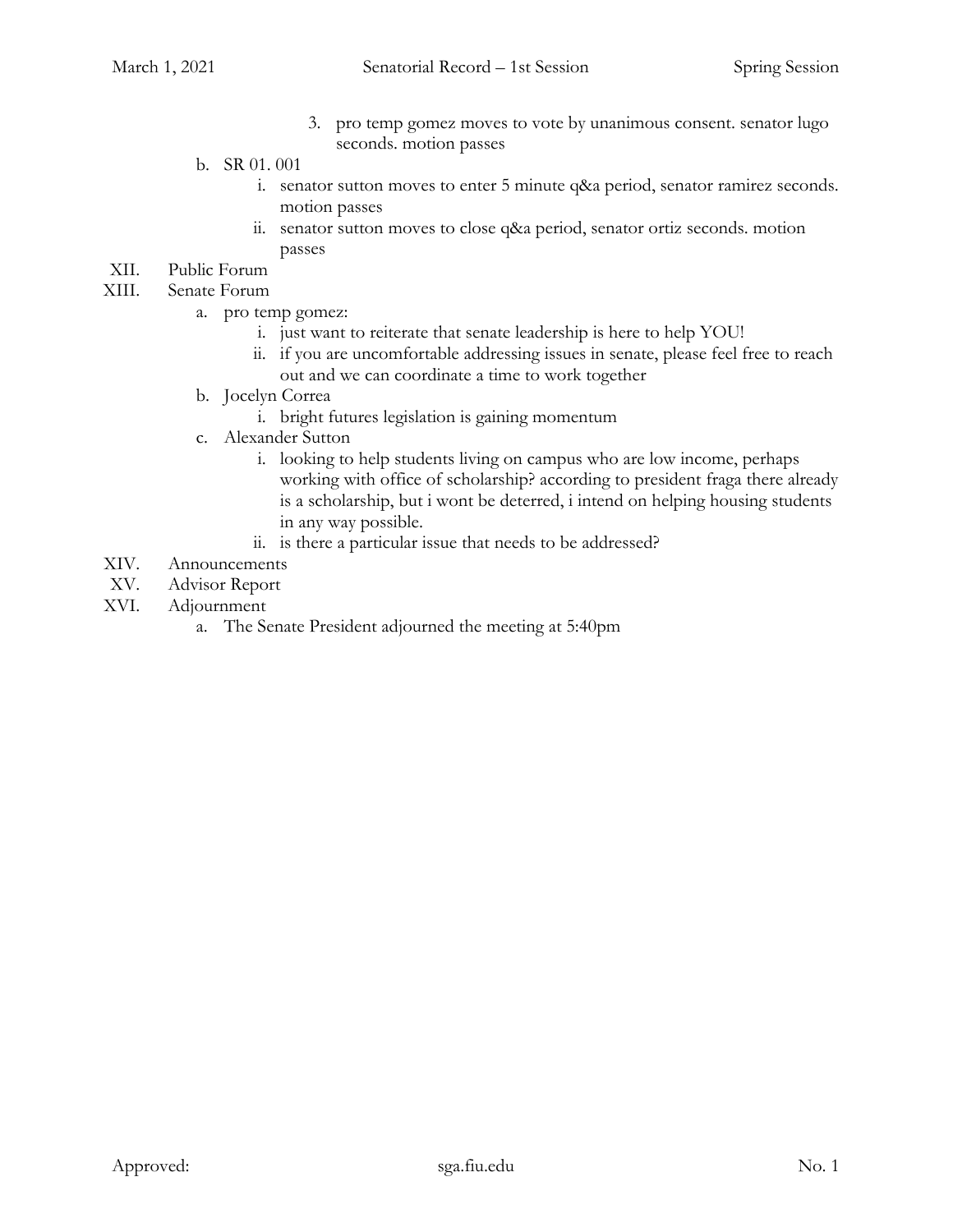3. pro temp gomez moves to vote by unanimous consent. senator lugo seconds. motion passes

b. SR 01. 001
   i. senator sutton moves to enter 5 minute q&a period, senator ramirez seconds. motion passes
   ii. senator sutton moves to close q&a period, senator ortiz seconds. motion passes

XII. Public Forum

XIII. Senate Forum

a. pro temp gomez:
   i. just want to reiterate that senate leadership is here to help YOU!
   ii. if you are uncomfortable addressing issues in senate, please feel free to reach out and we can coordinate a time to work together

b. Jocelyn Correa
   i. bright futures legislation is gaining momentum

c. Alexander Sutton
   i. looking to help students living on campus who are low income, perhaps working with office of scholarship? according to president fraga there already is a scholarship, but i wont be deterred, i intend on helping housing students in any way possible.
   ii. is there a particular issue that needs to be addressed?

XIV. Announcements

XV. Advisor Report

XVI. Adjournment

a. The Senate President adjourned the meeting at 5:40pm

Approved: